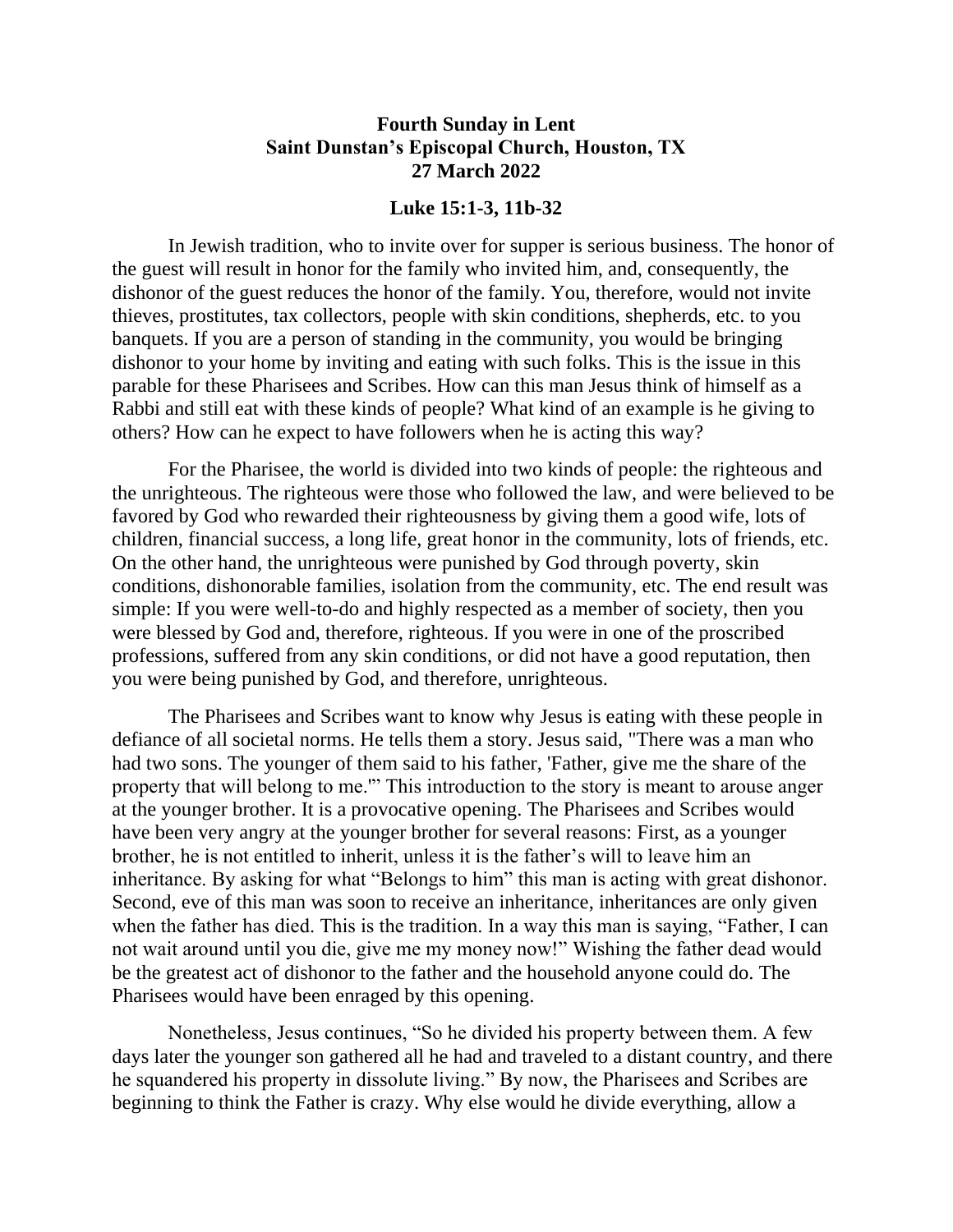**Fourth Sunday in Lent**
**Saint Dunstan's Episcopal Church, Houston, TX**
**27 March 2022**

**Luke 15:1-3, 11b-32**

In Jewish tradition, who to invite over for supper is serious business. The honor of the guest will result in honor for the family who invited him, and, consequently, the dishonor of the guest reduces the honor of the family. You, therefore, would not invite thieves, prostitutes, tax collectors, people with skin conditions, shepherds, etc. to you banquets. If you are a person of standing in the community, you would be bringing dishonor to your home by inviting and eating with such folks. This is the issue in this parable for these Pharisees and Scribes. How can this man Jesus think of himself as a Rabbi and still eat with these kinds of people? What kind of an example is he giving to others? How can he expect to have followers when he is acting this way?

For the Pharisee, the world is divided into two kinds of people: the righteous and the unrighteous. The righteous were those who followed the law, and were believed to be favored by God who rewarded their righteousness by giving them a good wife, lots of children, financial success, a long life, great honor in the community, lots of friends, etc. On the other hand, the unrighteous were punished by God through poverty, skin conditions, dishonorable families, isolation from the community, etc. The end result was simple: If you were well-to-do and highly respected as a member of society, then you were blessed by God and, therefore, righteous. If you were in one of the proscribed professions, suffered from any skin conditions, or did not have a good reputation, then you were being punished by God, and therefore, unrighteous.

The Pharisees and Scribes want to know why Jesus is eating with these people in defiance of all societal norms. He tells them a story. Jesus said, "There was a man who had two sons. The younger of them said to his father, 'Father, give me the share of the property that will belong to me.'" This introduction to the story is meant to arouse anger at the younger brother. It is a provocative opening. The Pharisees and Scribes would have been very angry at the younger brother for several reasons: First, as a younger brother, he is not entitled to inherit, unless it is the father's will to leave him an inheritance. By asking for what "Belongs to him" this man is acting with great dishonor. Second, eve of this man was soon to receive an inheritance, inheritances are only given when the father has died. This is the tradition. In a way this man is saying, "Father, I can not wait around until you die, give me my money now!" Wishing the father dead would be the greatest act of dishonor to the father and the household anyone could do. The Pharisees would have been enraged by this opening.

Nonetheless, Jesus continues, "So he divided his property between them. A few days later the younger son gathered all he had and traveled to a distant country, and there he squandered his property in dissolute living." By now, the Pharisees and Scribes are beginning to think the Father is crazy. Why else would he divide everything, allow a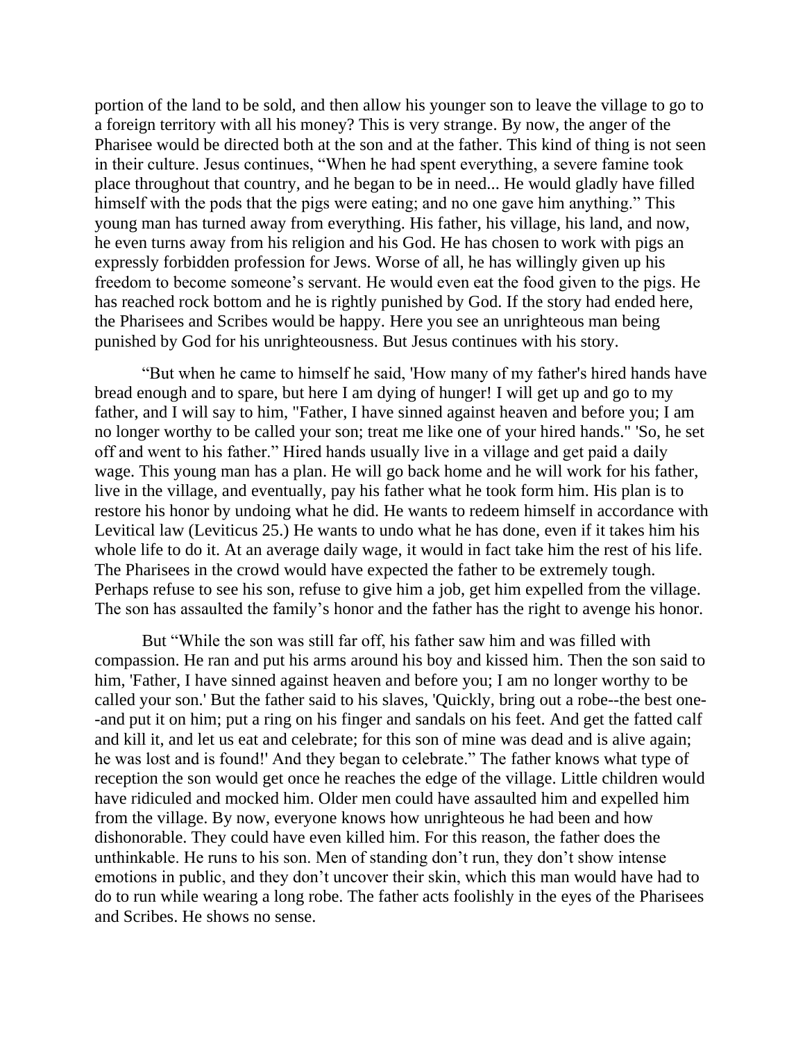portion of the land to be sold, and then allow his younger son to leave the village to go to a foreign territory with all his money? This is very strange. By now, the anger of the Pharisee would be directed both at the son and at the father. This kind of thing is not seen in their culture. Jesus continues, "When he had spent everything, a severe famine took place throughout that country, and he began to be in need... He would gladly have filled himself with the pods that the pigs were eating; and no one gave him anything." This young man has turned away from everything. His father, his village, his land, and now, he even turns away from his religion and his God. He has chosen to work with pigs an expressly forbidden profession for Jews. Worse of all, he has willingly given up his freedom to become someone's servant. He would even eat the food given to the pigs. He has reached rock bottom and he is rightly punished by God. If the story had ended here, the Pharisees and Scribes would be happy. Here you see an unrighteous man being punished by God for his unrighteousness. But Jesus continues with his story.

"But when he came to himself he said, 'How many of my father's hired hands have bread enough and to spare, but here I am dying of hunger! I will get up and go to my father, and I will say to him, "Father, I have sinned against heaven and before you; I am no longer worthy to be called your son; treat me like one of your hired hands." 'So, he set off and went to his father." Hired hands usually live in a village and get paid a daily wage. This young man has a plan. He will go back home and he will work for his father, live in the village, and eventually, pay his father what he took form him. His plan is to restore his honor by undoing what he did. He wants to redeem himself in accordance with Levitical law (Leviticus 25.) He wants to undo what he has done, even if it takes him his whole life to do it. At an average daily wage, it would in fact take him the rest of his life. The Pharisees in the crowd would have expected the father to be extremely tough. Perhaps refuse to see his son, refuse to give him a job, get him expelled from the village. The son has assaulted the family's honor and the father has the right to avenge his honor.

But "While the son was still far off, his father saw him and was filled with compassion. He ran and put his arms around his boy and kissed him. Then the son said to him, 'Father, I have sinned against heaven and before you; I am no longer worthy to be called your son.' But the father said to his slaves, 'Quickly, bring out a robe--the best one--and put it on him; put a ring on his finger and sandals on his feet. And get the fatted calf and kill it, and let us eat and celebrate; for this son of mine was dead and is alive again; he was lost and is found!' And they began to celebrate." The father knows what type of reception the son would get once he reaches the edge of the village. Little children would have ridiculed and mocked him. Older men could have assaulted him and expelled him from the village. By now, everyone knows how unrighteous he had been and how dishonorable. They could have even killed him. For this reason, the father does the unthinkable. He runs to his son. Men of standing don't run, they don't show intense emotions in public, and they don't uncover their skin, which this man would have had to do to run while wearing a long robe. The father acts foolishly in the eyes of the Pharisees and Scribes. He shows no sense.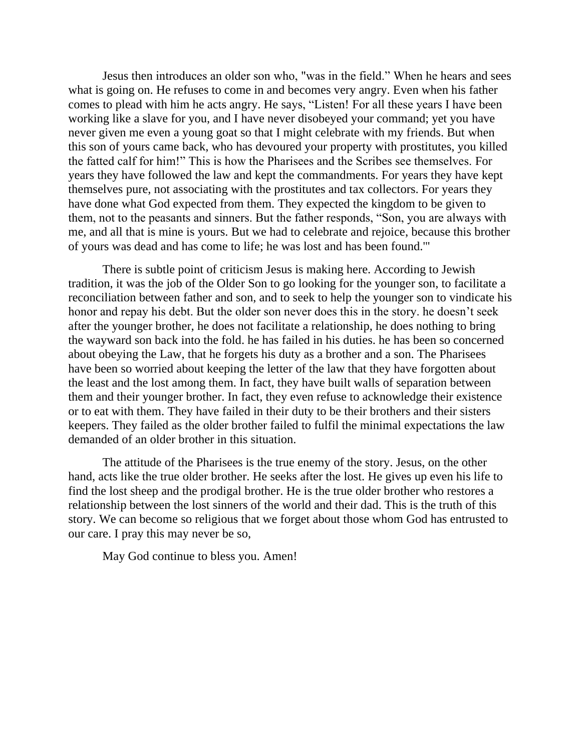Jesus then introduces an older son who, "was in the field." When he hears and sees what is going on. He refuses to come in and becomes very angry. Even when his father comes to plead with him he acts angry. He says, "Listen! For all these years I have been working like a slave for you, and I have never disobeyed your command; yet you have never given me even a young goat so that I might celebrate with my friends. But when this son of yours came back, who has devoured your property with prostitutes, you killed the fatted calf for him!" This is how the Pharisees and the Scribes see themselves. For years they have followed the law and kept the commandments. For years they have kept themselves pure, not associating with the prostitutes and tax collectors. For years they have done what God expected from them. They expected the kingdom to be given to them, not to the peasants and sinners. But the father responds, "Son, you are always with me, and all that is mine is yours. But we had to celebrate and rejoice, because this brother of yours was dead and has come to life; he was lost and has been found.'"

There is subtle point of criticism Jesus is making here. According to Jewish tradition, it was the job of the Older Son to go looking for the younger son, to facilitate a reconciliation between father and son, and to seek to help the younger son to vindicate his honor and repay his debt. But the older son never does this in the story. he doesn't seek after the younger brother, he does not facilitate a relationship, he does nothing to bring the wayward son back into the fold. he has failed in his duties. he has been so concerned about obeying the Law, that he forgets his duty as a brother and a son. The Pharisees have been so worried about keeping the letter of the law that they have forgotten about the least and the lost among them. In fact, they have built walls of separation between them and their younger brother. In fact, they even refuse to acknowledge their existence or to eat with them. They have failed in their duty to be their brothers and their sisters keepers. They failed as the older brother failed to fulfil the minimal expectations the law demanded of an older brother in this situation.

The attitude of the Pharisees is the true enemy of the story. Jesus, on the other hand, acts like the true older brother. He seeks after the lost. He gives up even his life to find the lost sheep and the prodigal brother. He is the true older brother who restores a relationship between the lost sinners of the world and their dad. This is the truth of this story. We can become so religious that we forget about those whom God has entrusted to our care. I pray this may never be so,

May God continue to bless you. Amen!